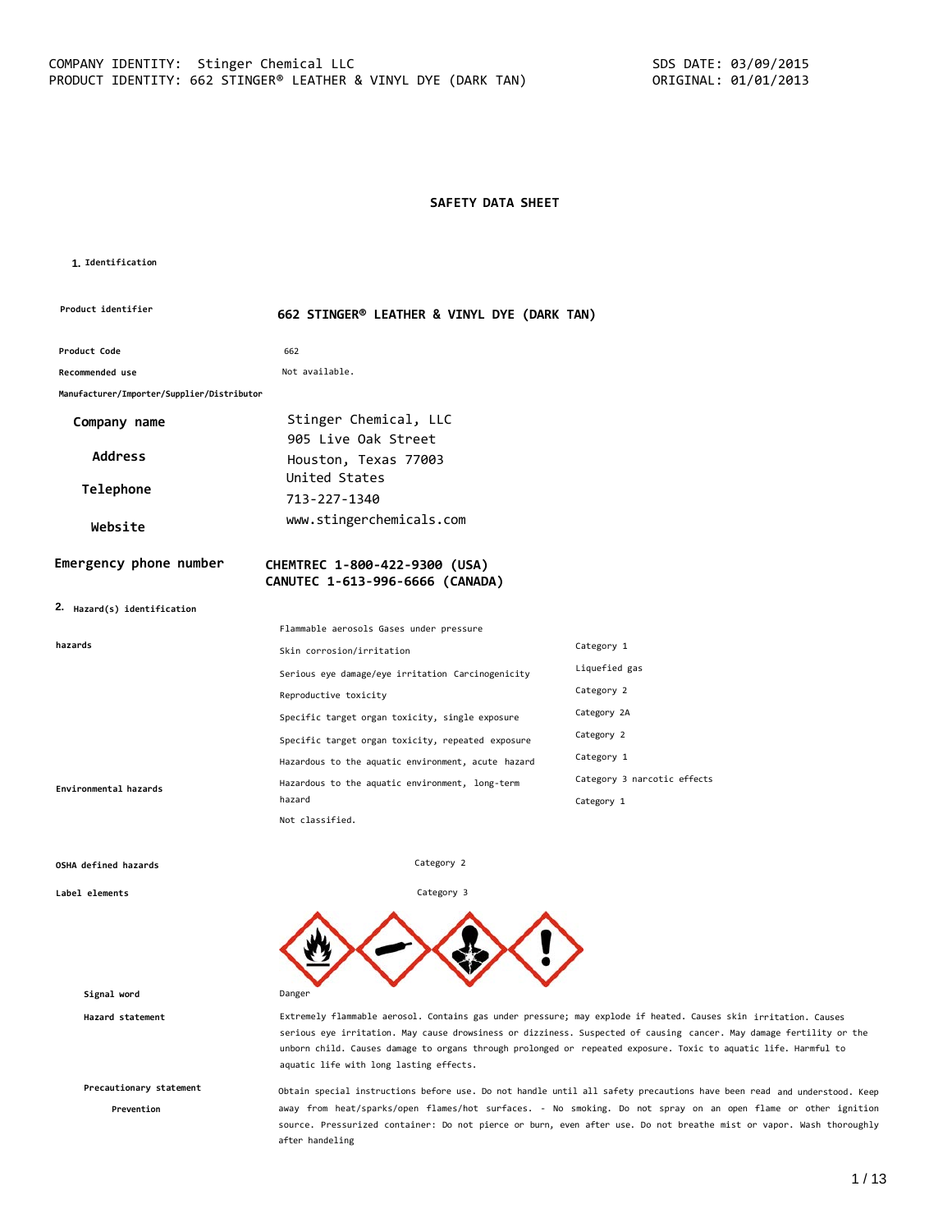COMPANY IDENTITY: Stinger Chemical LLC
PRODUCT IDENTITY: 662 STINGER® LEATHER & VINYL DYE (DARK TAN)

SDS DATE: 03/09/2015
ORIGINAL: 01/01/2013

# SAFETY DATA SHEET

## 1. Identification

| | |
|---|---|
| **Product identifier** | **662 STINGER® LEATHER & VINYL DYE (DARK TAN)** |
| **Product Code** | 662 |
| **Recommended use** | Not available. |
| **Manufacturer/Importer/Supplier/Distributor** | |
| **Company name** | Stinger Chemical, LLC |
| **Address** | 905 Live Oak Street<br>Houston, Texas 77003<br>United States |
| **Telephone** | 713-227-1340 |
| **Website** | www.stingerchemicals.com |
| **Emergency phone number** | **CHEMTREC 1-800-422-9300 (USA)**<br>**CANUTEC 1-613-996-6666 (CANADA)** |

## 2. Hazard(s) identification

| | | |
|---|---|---|
| **hazards** | Flammable aerosols Gases under pressure | |
| | Skin corrosion/irritation | Category 1 |
| | Serious eye damage/eye irritation Carcinogenicity | Liquefied gas |
| | Reproductive toxicity | Category 2 |
| | Specific target organ toxicity, single exposure | Category 2A |
| | Specific target organ toxicity, repeated exposure | Category 2 |
| | Hazardous to the aquatic environment, acute hazard | Category 1 |
| **Environmental hazards** | Hazardous to the aquatic environment, long-term hazard | Category 3 narcotic effects |
| | | Category 1 |
| | Not classified. | |
| **OSHA defined hazards** | Category 2 | |
| **Label elements** | Category 3 | |

**Signal word**

Danger

**Hazard statement**

Extremely flammable aerosol. Contains gas under pressure; may explode if heated. Causes skin irritation. Causes serious eye irritation. May cause drowsiness or dizziness. Suspected of causing cancer. May damage fertility or the unborn child. Causes damage to organs through prolonged or repeated exposure. Toxic to aquatic life. Harmful to aquatic life with long lasting effects.

**Precautionary statement**

**Prevention**

Obtain special instructions before use. Do not handle until all safety precautions have been read and understood. Keep away from heat/sparks/open flames/hot surfaces. - No smoking. Do not spray on an open flame or other ignition source. Pressurized container: Do not pierce or burn, even after use. Do not breathe mist or vapor. Wash thoroughly after handeling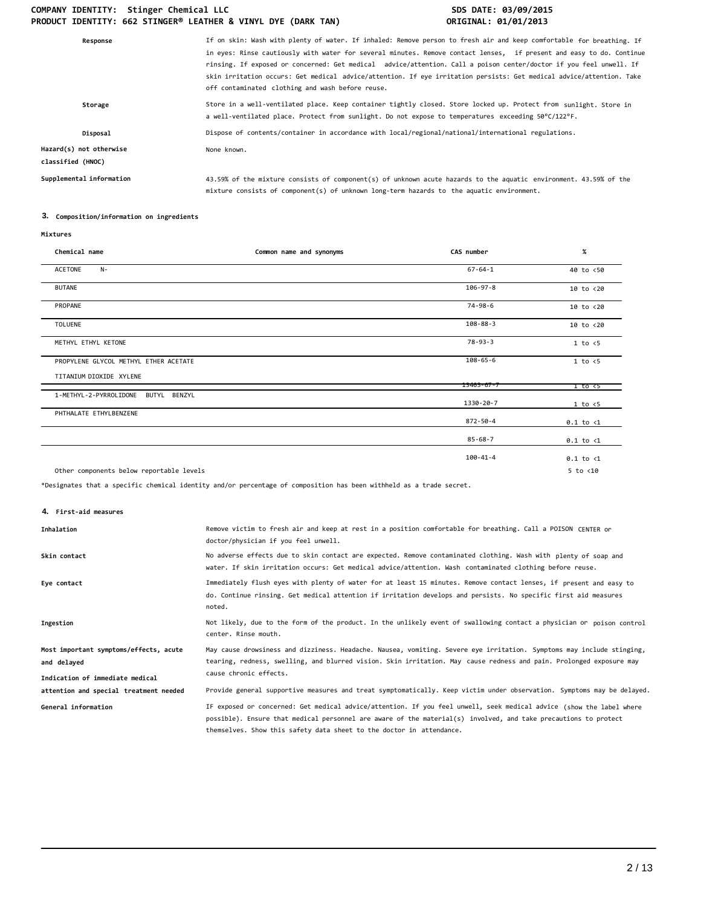| | |
|---|---|
| **Response** | If on skin: Wash with plenty of water. If inhaled: Remove person to fresh air and keep comfortable for breathing. If in eyes: Rinse cautiously with water for several minutes. Remove contact lenses, if present and easy to do. Continue rinsing. If exposed or concerned: Get medical advice/attention. Call a poison center/doctor if you feel unwell. If skin irritation occurs: Get medical advice/attention. If eye irritation persists: Get medical advice/attention. Take off contaminated clothing and wash before reuse. |
| **Storage** | Store in a well-ventilated place. Keep container tightly closed. Store locked up. Protect from sunlight. Store in a well-ventilated place. Protect from sunlight. Do not expose to temperatures exceeding 50°C/122°F. |
| **Disposal** | Dispose of contents/container in accordance with local/regional/national/international regulations. |
| **Hazard(s) not otherwise classified (HNOC)** | None known. |
| **Supplemental information** | 43.59% of the mixture consists of component(s) of unknown acute hazards to the aquatic environment. 43.59% of the mixture consists of component(s) of unknown long-term hazards to the aquatic environment. |

## 3. Composition/information on ingredients

**Mixtures**

| Chemical name | Common name and synonyms | CAS number | % |
|---|---|---|---|
| ACETONE N- | | 67-64-1 | 40 to <50 |
| BUTANE | | 106-97-8 | 10 to <20 |
| PROPANE | | 74-98-6 | 10 to <20 |
| TOLUENE | | 108-88-3 | 10 to <20 |
| METHYL ETHYL KETONE | | 78-93-3 | 1 to <5 |
| PROPYLENE GLYCOL METHYL ETHER ACETATE | | 108-65-6 | 1 to <5 |
| TITANIUM DIOXIDE XYLENE | | 13463-67-7 | 1 to <5 |
| 1-METHYL-2-PYRROLIDONE BUTYL BENZYL | | 1330-20-7 | 1 to <5 |
| PHTHALATE ETHYLBENZENE | | 872-50-4 | 0.1 to <1 |
| | | 85-68-7 | 0.1 to <1 |
| | | 100-41-4 | 0.1 to <1 |
| Other components below reportable levels | | | 5 to <10 |

*Designates that a specific chemical identity and/or percentage of composition has been withheld as a trade secret.

## 4. First-aid measures

| | |
|---|---|
| **Inhalation** | Remove victim to fresh air and keep at rest in a position comfortable for breathing. Call a POISON CENTER or doctor/physician if you feel unwell. |
| **Skin contact** | No adverse effects due to skin contact are expected. Remove contaminated clothing. Wash with plenty of soap and water. If skin irritation occurs: Get medical advice/attention. Wash contaminated clothing before reuse. |
| **Eye contact** | Immediately flush eyes with plenty of water for at least 15 minutes. Remove contact lenses, if present and easy to do. Continue rinsing. Get medical attention if irritation develops and persists. No specific first aid measures noted. |
| **Ingestion** | Not likely, due to the form of the product. In the unlikely event of swallowing contact a physician or poison control center. Rinse mouth. |
| **Most important symptoms/effects, acute and delayed** | May cause drowsiness and dizziness. Headache. Nausea, vomiting. Severe eye irritation. Symptoms may include stinging, tearing, redness, swelling, and blurred vision. Skin irritation. May cause redness and pain. Prolonged exposure may cause chronic effects. |
| **Indication of immediate medical attention and special treatment needed** | Provide general supportive measures and treat symptomatically. Keep victim under observation. Symptoms may be delayed. |
| **General information** | IF exposed or concerned: Get medical advice/attention. If you feel unwell, seek medical advice (show the label where possible). Ensure that medical personnel are aware of the material(s) involved, and take precautions to protect themselves. Show this safety data sheet to the doctor in attendance. |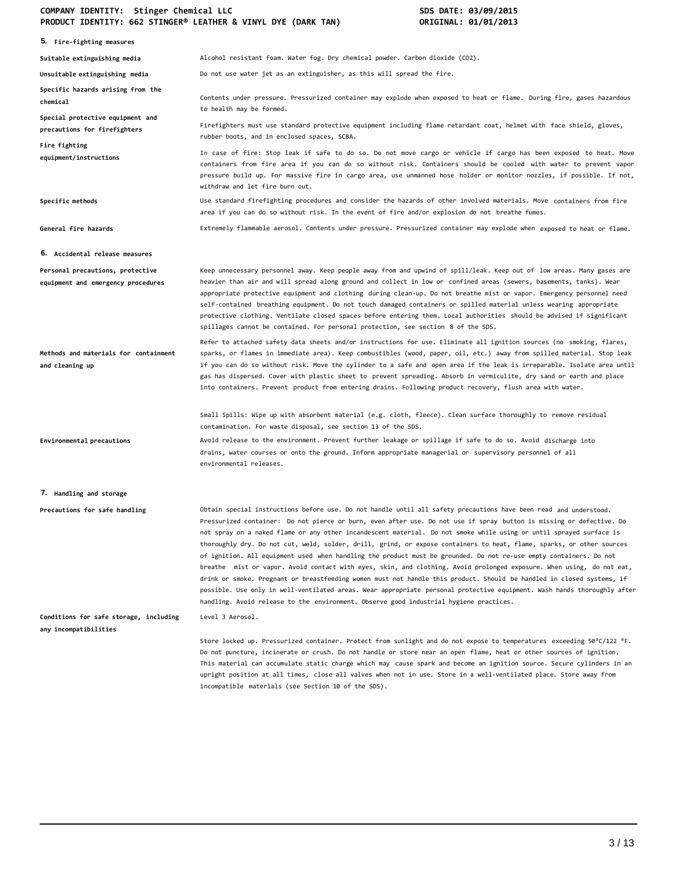## 5. Fire-fighting measures

| | |
|---|---|
| **Suitable extinguishing media** | Alcohol resistant foam. Water fog. Dry chemical powder. Carbon dioxide ($CO_2$). |
| **Unsuitable extinguishing media** | Do not use water jet as an extinguisher, as this will spread the fire. |
| **Specific hazards arising from the chemical** | Contents under pressure. Pressurized container may explode when exposed to heat or flame. During fire, gases hazardous to health may be formed. |
| **Special protective equipment and precautions for firefighters** | Firefighters must use standard protective equipment including flame retardant coat, helmet with face shield, gloves, rubber boots, and in enclosed spaces, SCBA. |
| **Fire fighting equipment/instructions** | In case of fire: Stop leak if safe to do so. Do not move cargo or vehicle if cargo has been exposed to heat. Move containers from fire area if you can do so without risk. Containers should be cooled with water to prevent vapor pressure build up. For massive fire in cargo area, use unmanned hose holder or monitor nozzles, if possible. If not, withdraw and let fire burn out. |
| **Specific methods** | Use standard firefighting procedures and consider the hazards of other involved materials. Move containers from fire area if you can do so without risk. In the event of fire and/or explosion do not breathe fumes. |
| **General fire hazards** | Extremely flammable aerosol. Contents under pressure. Pressurized container may explode when exposed to heat or flame. |

## 6. Accidental release measures

| | |
|---|---|
| **Personal precautions, protective equipment and emergency procedures** | Keep unnecessary personnel away. Keep people away from and upwind of spill/leak. Keep out of low areas. Many gases are heavier than air and will spread along ground and collect in low or confined areas (sewers, basements, tanks). Wear appropriate protective equipment and clothing during clean-up. Do not breathe mist or vapor. Emergency personnel need self-contained breathing equipment. Do not touch damaged containers or spilled material unless wearing appropriate protective clothing. Ventilate closed spaces before entering them. Local authorities should be advised if significant spillages cannot be contained. For personal protection, see section 8 of the SDS. |
| **Methods and materials for containment and cleaning up** | Refer to attached safety data sheets and/or instructions for use. Eliminate all ignition sources (no smoking, flares, sparks, or flames in immediate area). Keep combustibles (wood, paper, oil, etc.) away from spilled material. Stop leak if you can do so without risk. Move the cylinder to a safe and open area if the leak is irreparable. Isolate area until gas has dispersed. Cover with plastic sheet to prevent spreading. Absorb in vermiculite, dry sand or earth and place into containers. Prevent product from entering drains. Following product recovery, flush area with water.<br><br>Small Spills: Wipe up with absorbent material (e.g. cloth, fleece). Clean surface thoroughly to remove residual contamination. For waste disposal, see section 13 of the SDS. |
| **Environmental precautions** | Avoid release to the environment. Prevent further leakage or spillage if safe to do so. Avoid discharge into drains, water courses or onto the ground. Inform appropriate managerial or supervisory personnel of all environmental releases. |

## 7. Handling and storage

| | |
|---|---|
| **Precautions for safe handling** | Obtain special instructions before use. Do not handle until all safety precautions have been read and understood. Pressurized container: Do not pierce or burn, even after use. Do not use if spray button is missing or defective. Do not spray on a naked flame or any other incandescent material. Do not smoke while using or until sprayed surface is thoroughly dry. Do not cut, weld, solder, drill, grind, or expose containers to heat, flame, sparks, or other sources of ignition. All equipment used when handling the product must be grounded. Do not re-use empty containers. Do not breathe mist or vapor. Avoid contact with eyes, skin, and clothing. Avoid prolonged exposure. When using, do not eat, drink or smoke. Pregnant or breastfeeding women must not handle this product. Should be handled in closed systems, if possible. Use only in well-ventilated areas. Wear appropriate personal protective equipment. Wash hands thoroughly after handling. Avoid release to the environment. Observe good industrial hygiene practices. |
| **Conditions for safe storage, including any incompatibilities** | Level 3 Aerosol.<br><br>Store locked up. Pressurized container. Protect from sunlight and do not expose to temperatures exceeding 50°C/122 °F. Do not puncture, incinerate or crush. Do not handle or store near an open flame, heat or other sources of ignition. This material can accumulate static charge which may cause spark and become an ignition source. Secure cylinders in an upright position at all times, close all valves when not in use. Store in a well-ventilated place. Store away from incompatible materials (see Section 10 of the SDS). |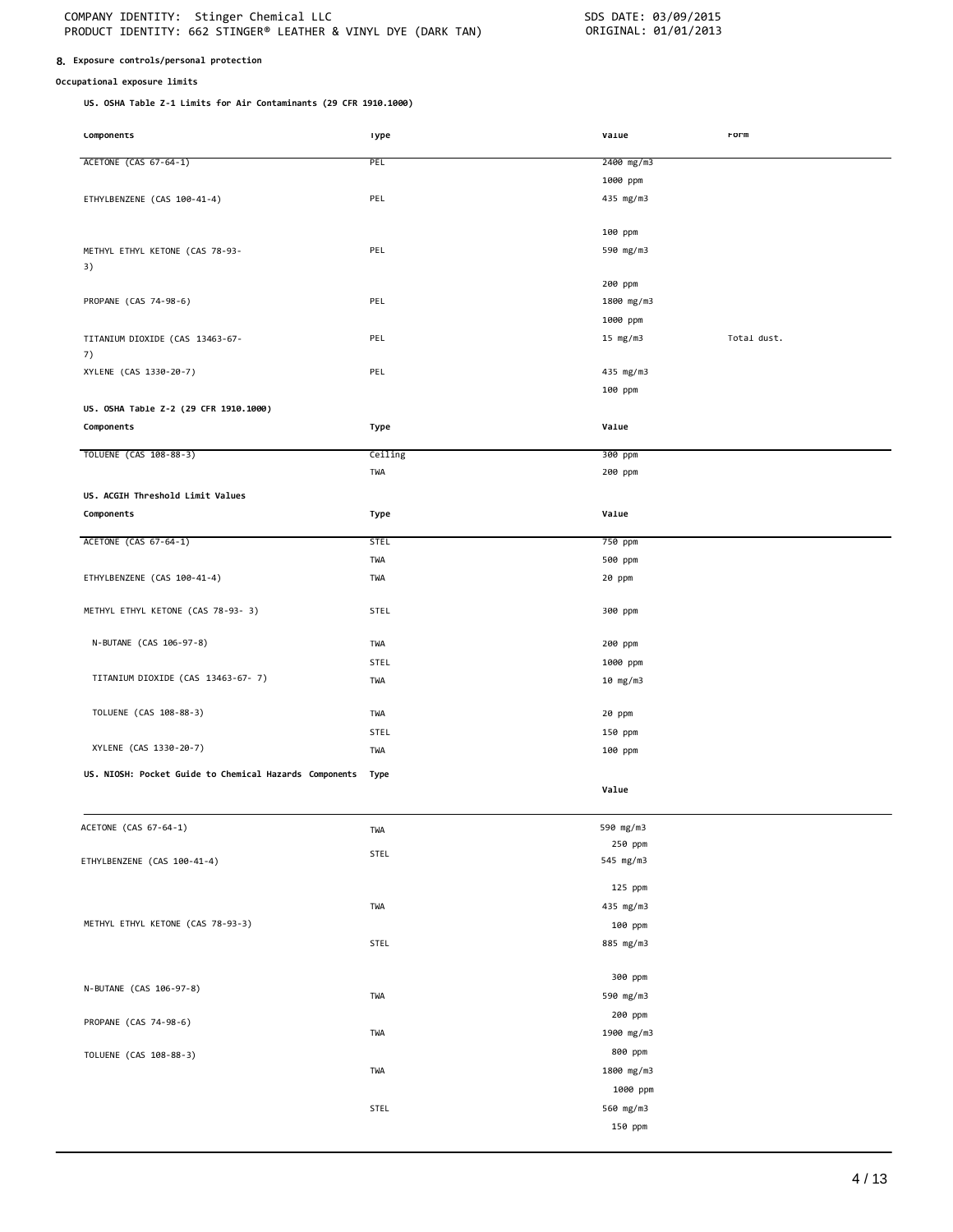## 8. Exposure controls/personal protection

**Occupational exposure limits**

**US. OSHA Table Z-1 Limits for Air Contaminants (29 CFR 1910.1000)**

| Components | Type | Value | Form |
|---|---|---|---|
| ACETONE (CAS 67-64-1) | PEL | 2400 mg/m3 | |
| | | 1000 ppm | |
| ETHYLBENZENE (CAS 100-41-4) | PEL | 435 mg/m3 | |
| | | 100 ppm | |
| METHYL ETHYL KETONE (CAS 78-93-3) | PEL | 590 mg/m3 | |
| | | 200 ppm | |
| PROPANE (CAS 74-98-6) | PEL | 1800 mg/m3 | |
| | | 1000 ppm | |
| TITANIUM DIOXIDE (CAS 13463-67-7) | PEL | 15 mg/m3 | Total dust. |
| XYLENE (CAS 1330-20-7) | PEL | 435 mg/m3 | |
| | | 100 ppm | |

**US. OSHA Table Z-2 (29 CFR 1910.1000)**

| Components | Type | Value |
|---|---|---|
| TOLUENE (CAS 108-88-3) | Ceiling | 300 ppm |
| | TWA | 200 ppm |

**US. ACGIH Threshold Limit Values**

| Components | Type | Value |
|---|---|---|
| ACETONE (CAS 67-64-1) | STEL | 750 ppm |
| | TWA | 500 ppm |
| ETHYLBENZENE (CAS 100-41-4) | TWA | 20 ppm |
| METHYL ETHYL KETONE (CAS 78-93- 3) | STEL | 300 ppm |
| N-BUTANE (CAS 106-97-8) | TWA | 200 ppm |
| | STEL | 1000 ppm |
| TITANIUM DIOXIDE (CAS 13463-67- 7) | TWA | 10 mg/m3 |
| TOLUENE (CAS 108-88-3) | TWA | 20 ppm |
| | STEL | 150 ppm |
| XYLENE (CAS 1330-20-7) | TWA | 100 ppm |

**US. NIOSH: Pocket Guide to Chemical Hazards**

| Components | Type | Value |
|---|---|---|
| ACETONE (CAS 67-64-1) | TWA | 590 mg/m3 |
| | | 250 ppm |
| ETHYLBENZENE (CAS 100-41-4) | STEL | 545 mg/m3 |
| | | 125 ppm |
| | TWA | 435 mg/m3 |
| METHYL ETHYL KETONE (CAS 78-93-3) | | 100 ppm |
| | STEL | 885 mg/m3 |
| | | 300 ppm |
| N-BUTANE (CAS 106-97-8) | TWA | 590 mg/m3 |
| | | 200 ppm |
| PROPANE (CAS 74-98-6) | TWA | 1900 mg/m3 |
| | | 800 ppm |
| TOLUENE (CAS 108-88-3) | TWA | 1800 mg/m3 |
| | | 1000 ppm |
| | STEL | 560 mg/m3 |
| | | 150 ppm |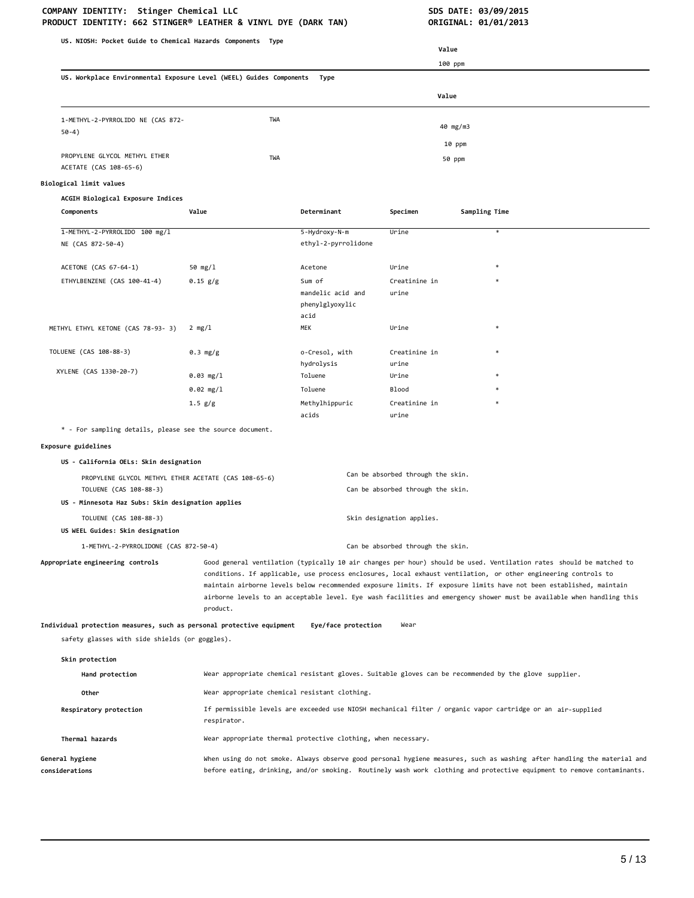**US. NIOSH: Pocket Guide to Chemical Hazards Components Type**

| | Value |
|---|---|
| | 100 ppm |

**US. Workplace Environmental Exposure Level (WEEL) Guides Components Type**

| | Type | Value |
|---|---|---|
| 1-METHYL-2-PYRROLIDO NE (CAS 872-50-4) | TWA | 40 mg/m3 |
| | | 10 ppm |
| PROPYLENE GLYCOL METHYL ETHER ACETATE (CAS 108-65-6) | TWA | 50 ppm |

**Biological limit values**

**ACGIH Biological Exposure Indices**

| Components | Value | Determinant | Specimen | Sampling Time |
|---|---|---|---|---|
| 1-METHYL-2-PYRROLIDO NE (CAS 872-50-4) | 100 mg/l | 5-Hydroxy-N-m ethyl-2-pyrrolidone | Urine | * |
| ACETONE (CAS 67-64-1) | 50 mg/l | Acetone | Urine | * |
| ETHYLBENZENE (CAS 100-41-4) | 0.15 g/g | Sum of mandelic acid and phenylglyoxylic acid | Creatinine in urine | * |
| METHYL ETHYL KETONE (CAS 78-93- 3) | 2 mg/l | MEK | Urine | * |
| TOLUENE (CAS 108-88-3) | 0.3 mg/g | o-Cresol, with hydrolysis | Creatinine in urine | * |
| | 0.03 mg/l | Toluene | Urine | * |
| | 0.02 mg/l | Toluene | Blood | * |
| XYLENE (CAS 1330-20-7) | 1.5 g/g | Methylhippuric acids | Creatinine in urine | * |

\* - For sampling details, please see the source document.

**Exposure guidelines**

**US - California OELs: Skin designation**

| | |
|---|---|
| PROPYLENE GLYCOL METHYL ETHER ACETATE (CAS 108-65-6) | Can be absorbed through the skin. |
| TOLUENE (CAS 108-88-3) | Can be absorbed through the skin. |

**US - Minnesota Haz Subs: Skin designation applies**

| | |
|---|---|
| TOLUENE (CAS 108-88-3) | Skin designation applies. |

**US WEEL Guides: Skin designation**

| | |
|---|---|
| 1-METHYL-2-PYRROLIDONE (CAS 872-50-4) | Can be absorbed through the skin. |

**Appropriate engineering controls** Good general ventilation (typically 10 air changes per hour) should be used. Ventilation rates should be matched to conditions. If applicable, use process enclosures, local exhaust ventilation, or other engineering controls to maintain airborne levels below recommended exposure limits. If exposure limits have not been established, maintain airborne levels to an acceptable level. Eye wash facilities and emergency shower must be available when handling this product.

**Individual protection measures, such as personal protective equipment** **Eye/face protection** Wear safety glasses with side shields (or goggles).

**Skin protection**

**Hand protection** Wear appropriate chemical resistant gloves. Suitable gloves can be recommended by the glove supplier.

**Other** Wear appropriate chemical resistant clothing.

**Respiratory protection** If permissible levels are exceeded use NIOSH mechanical filter / organic vapor cartridge or an air-supplied respirator.

**Thermal hazards** Wear appropriate thermal protective clothing, when necessary.

**General hygiene considerations** When using do not smoke. Always observe good personal hygiene measures, such as washing after handling the material and before eating, drinking, and/or smoking. Routinely wash work clothing and protective equipment to remove contaminants.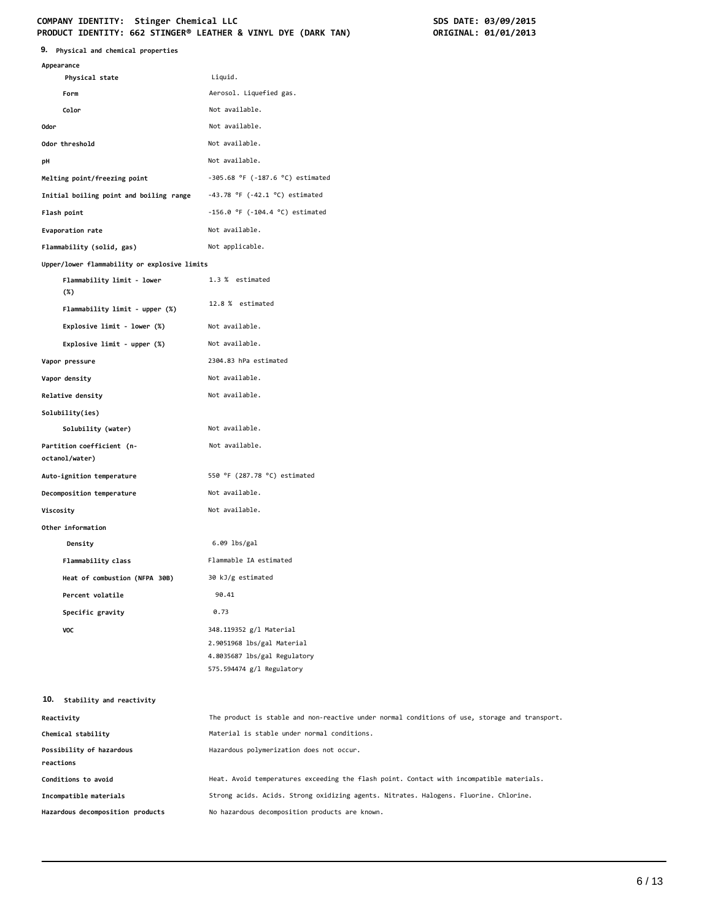## 9. Physical and chemical properties

| | |
|---|---|
| **Appearance** | |
| **Physical state** | Liquid. |
| **Form** | Aerosol. Liquefied gas. |
| **Color** | Not available. |
| **Odor** | Not available. |
| **Odor threshold** | Not available. |
| **pH** | Not available. |
| **Melting point/freezing point** | -305.68 °F (-187.6 °C) estimated |
| **Initial boiling point and boiling range** | -43.78 °F (-42.1 °C) estimated |
| **Flash point** | -156.0 °F (-104.4 °C) estimated |
| **Evaporation rate** | Not available. |
| **Flammability (solid, gas)** | Not applicable. |
| **Upper/lower flammability or explosive limits** | |
| **Flammability limit - lower (%)** | 1.3 % estimated |
| **Flammability limit - upper (%)** | 12.8 % estimated |
| **Explosive limit - lower (%)** | Not available. |
| **Explosive limit - upper (%)** | Not available. |
| **Vapor pressure** | 2304.83 hPa estimated |
| **Vapor density** | Not available. |
| **Relative density** | Not available. |
| **Solubility(ies)** | |
| **Solubility (water)** | Not available. |
| **Partition coefficient (n-octanol/water)** | Not available. |
| **Auto-ignition temperature** | 550 °F (287.78 °C) estimated |
| **Decomposition temperature** | Not available. |
| **Viscosity** | Not available. |
| **Other information** | |
| **Density** | 6.09 lbs/gal |
| **Flammability class** | Flammable IA estimated |
| **Heat of combustion (NFPA 30B)** | 30 kJ/g estimated |
| **Percent volatile** | 90.41 |
| **Specific gravity** | 0.73 |
| **VOC** | 348.119352 g/l Material<br>2.9051968 lbs/gal Material<br>4.8035687 lbs/gal Regulatory<br>575.594474 g/l Regulatory |

## 10. Stability and reactivity

| | |
|---|---|
| **Reactivity** | The product is stable and non-reactive under normal conditions of use, storage and transport. |
| **Chemical stability** | Material is stable under normal conditions. |
| **Possibility of hazardous reactions** | Hazardous polymerization does not occur. |
| **Conditions to avoid** | Heat. Avoid temperatures exceeding the flash point. Contact with incompatible materials. |
| **Incompatible materials** | Strong acids. Acids. Strong oxidizing agents. Nitrates. Halogens. Fluorine. Chlorine. |
| **Hazardous decomposition products** | No hazardous decomposition products are known. |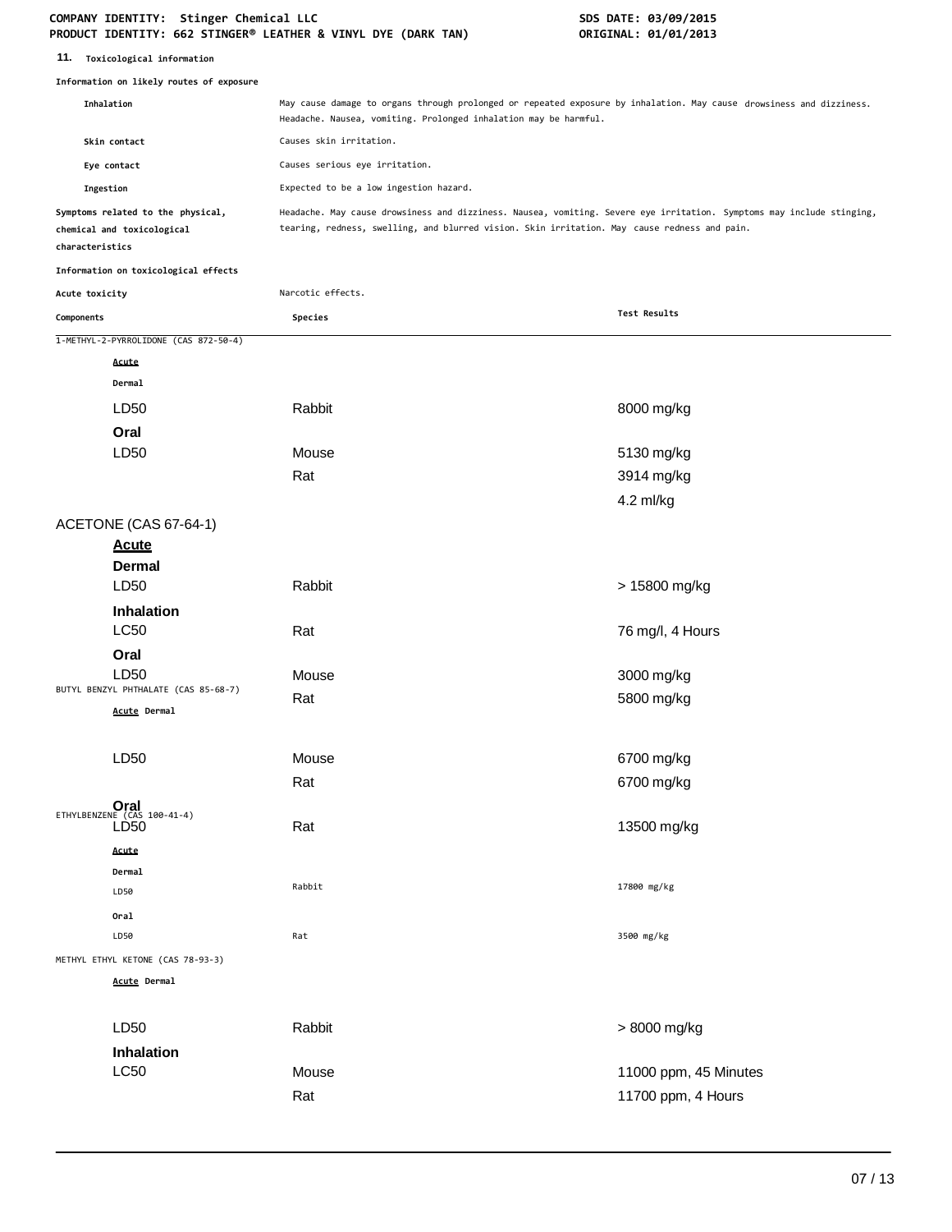## 11. Toxicological information

**Information on likely routes of exposure**

| | |
|---|---|
| **Inhalation** | May cause damage to organs through prolonged or repeated exposure by inhalation. May cause drowsiness and dizziness. Headache. Nausea, vomiting. Prolonged inhalation may be harmful. |
| **Skin contact** | Causes skin irritation. |
| **Eye contact** | Causes serious eye irritation. |
| **Ingestion** | Expected to be a low ingestion hazard. |
| **Symptoms related to the physical, chemical and toxicological characteristics** | Headache. May cause drowsiness and dizziness. Nausea, vomiting. Severe eye irritation. Symptoms may include stinging, tearing, redness, swelling, and blurred vision. Skin irritation. May cause redness and pain. |

**Information on toxicological effects**

**Acute toxicity** Narcotic effects.

| Components | Species | Test Results |
|---|---|---|
| 1-METHYL-2-PYRROLIDONE (CAS 872-50-4) | | |
| ***Acute*** | | |
| **Dermal** | | |
| LD50 | Rabbit | 8000 mg/kg |
| **Oral** | | |
| LD50 | Mouse | 5130 mg/kg |
| | Rat | 3914 mg/kg |
| | | 4.2 ml/kg |
| ACETONE (CAS 67-64-1) | | |
| ***Acute*** | | |
| **Dermal** | | |
| LD50 | Rabbit | > 15800 mg/kg |
| **Inhalation** | | |
| LC50 | Rat | 76 mg/l, 4 Hours |
| **Oral** | | |
| LD50 | Mouse | 3000 mg/kg |
| | Rat | 5800 mg/kg |
| BUTYL BENZYL PHTHALATE (CAS 85-68-7) | | |
| ***Acute*** **Dermal** | | |
| LD50 | Mouse | 6700 mg/kg |
| | Rat | 6700 mg/kg |
| **Oral** | | |
| LD50 | Rat | 13500 mg/kg |
| ETHYLBENZENE (CAS 100-41-4) | | |
| ***Acute*** | | |
| **Dermal** | | |
| LD50 | Rabbit | 17800 mg/kg |
| **Oral** | | |
| LD50 | Rat | 3500 mg/kg |
| METHYL ETHYL KETONE (CAS 78-93-3) | | |
| ***Acute*** **Dermal** | | |
| LD50 | Rabbit | > 8000 mg/kg |
| **Inhalation** | | |
| LC50 | Mouse | 11000 ppm, 45 Minutes |
| | Rat | 11700 ppm, 4 Hours |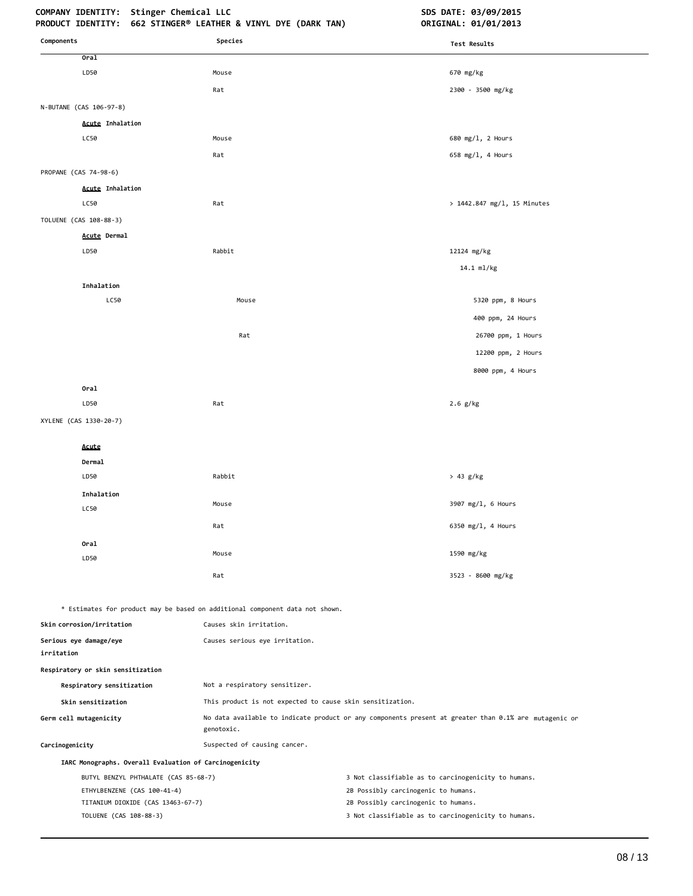| Components | Species | Test Results |
|---|---|---|
| **Oral** | | |
| LD50 | Mouse | 670 mg/kg |
| | Rat | 2300 - 3500 mg/kg |
| N-BUTANE (CAS 106-97-8) | | |
| **Acute Inhalation** | | |
| LC50 | Mouse | 680 mg/l, 2 Hours |
| | Rat | 658 mg/l, 4 Hours |
| PROPANE (CAS 74-98-6) | | |
| **Acute Inhalation** | | |
| LC50 | Rat | > 1442.847 mg/l, 15 Minutes |
| TOLUENE (CAS 108-88-3) | | |
| **Acute Dermal** | | |
| LD50 | Rabbit | 12124 mg/kg |
| | | 14.1 ml/kg |
| **Inhalation** | | |
| LC50 | Mouse | 5320 ppm, 8 Hours |
| | | 400 ppm, 24 Hours |
| | Rat | 26700 ppm, 1 Hours |
| | | 12200 ppm, 2 Hours |
| | | 8000 ppm, 4 Hours |
| **Oral** | | |
| LD50 | Rat | 2.6 g/kg |
| XYLENE (CAS 1330-20-7) | | |
| **Acute** | | |
| **Dermal** | | |
| LD50 | Rabbit | > 43 g/kg |
| **Inhalation** | | |
| LC50 | Mouse | 3907 mg/l, 6 Hours |
| | Rat | 6350 mg/l, 4 Hours |
| **Oral** | | |
| LD50 | Mouse | 1590 mg/kg |
| | Rat | 3523 - 8600 mg/kg |

* Estimates for product may be based on additional component data not shown.

**Skin corrosion/irritation** Causes skin irritation.

**Serious eye damage/eye irritation** Causes serious eye irritation.

**Respiratory or skin sensitization**

**Respiratory sensitization** Not a respiratory sensitizer.

**Skin sensitization** This product is not expected to cause skin sensitization.

**Germ cell mutagenicity** No data available to indicate product or any components present at greater than 0.1% are mutagenic or genotoxic.

**Carcinogenicity** Suspected of causing cancer.

**IARC Monographs. Overall Evaluation of Carcinogenicity**

| | |
|---|---|
| BUTYL BENZYL PHTHALATE (CAS 85-68-7) | 3 Not classifiable as to carcinogenicity to humans. |
| ETHYLBENZENE (CAS 100-41-4) | 2B Possibly carcinogenic to humans. |
| TITANIUM DIOXIDE (CAS 13463-67-7) | 2B Possibly carcinogenic to humans. |
| TOLUENE (CAS 108-88-3) | 3 Not classifiable as to carcinogenicity to humans. |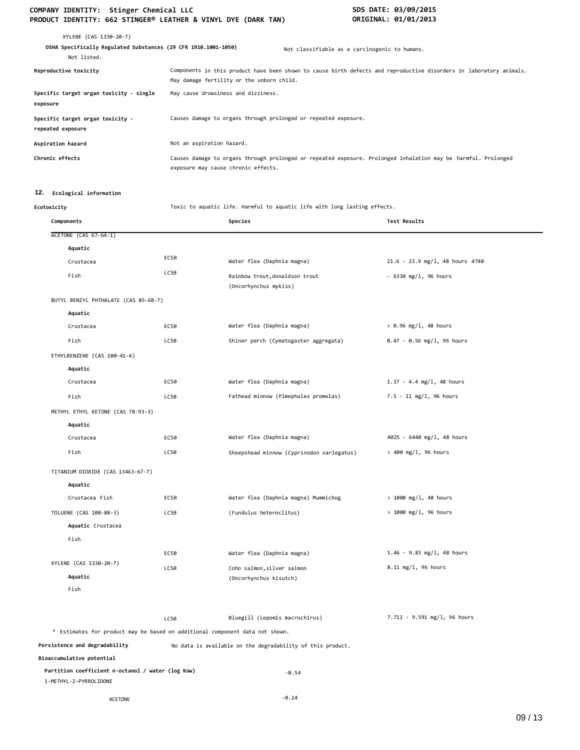XYLENE (CAS 1330-20-7)

**OSHA Specifically Regulated Substances (29 CFR 1910.1001-1050)** Not classifiable as a carcinogenic to humans.

Not listed.

**Reproductive toxicity** Components in this product have been shown to cause birth defects and reproductive disorders in laboratory animals. May damage fertility or the unborn child.

**Specific target organ toxicity - single exposure** May cause drowsiness and dizziness.

**Specific target organ toxicity - repeated exposure** Causes damage to organs through prolonged or repeated exposure.

**Aspiration hazard** Not an aspiration hazard.

**Chronic effects** Causes damage to organs through prolonged or repeated exposure. Prolonged inhalation may be harmful. Prolonged exposure may cause chronic effects.

## 12. Ecological information

**Ecotoxicity** Toxic to aquatic life. Harmful to aquatic life with long lasting effects.

| Components | | Species | Test Results |
|---|---|---|---|
| ACETONE (CAS 67-64-1) | | | |
| **Aquatic** | | | |
| Crustacea | EC50 | Water flea (Daphnia magna) | 21.6 - 23.9 mg/l, 48 hours 4740 |
| Fish | LC50 | Rainbow trout,donaldson trout (Oncorhynchus mykiss) | - 6330 mg/l, 96 hours |
| BUTYL BENZYL PHTHALATE (CAS 85-68-7) | | | |
| **Aquatic** | | | |
| Crustacea | EC50 | Water flea (Daphnia magna) | > 0.96 mg/l, 48 hours |
| Fish | LC50 | Shiner perch (Cymatogaster aggregata) | 0.47 - 0.56 mg/l, 96 hours |
| ETHYLBENZENE (CAS 100-41-4) | | | |
| **Aquatic** | | | |
| Crustacea | EC50 | Water flea (Daphnia magna) | 1.37 - 4.4 mg/l, 48 hours |
| Fish | LC50 | Fathead minnow (Pimephales promelas) | 7.5 - 11 mg/l, 96 hours |
| METHYL ETHYL KETONE (CAS 78-93-3) | | | |
| **Aquatic** | | | |
| Crustacea | EC50 | Water flea (Daphnia magna) | 4025 - 6440 mg/l, 48 hours |
| Fish | LC50 | Sheepshead minnow (Cyprinodon variegatus) | > 400 mg/l, 96 hours |
| TITANIUM DIOXIDE (CAS 13463-67-7) | | | |
| **Aquatic** | | | |
| Crustacea Fish | EC50 | Water flea (Daphnia magna) Mummichog | > 1000 mg/l, 48 hours |
| TOLUENE (CAS 108-88-3) | LC50 | (Fundulus heteroclitus) | > 1000 mg/l, 96 hours |
| **Aquatic** Crustacea | | | |
| Fish | | | |
| | EC50 | Water flea (Daphnia magna) | 5.46 - 9.83 mg/l, 48 hours |
| XYLENE (CAS 1330-20-7) | LC50 | Coho salmon,silver salmon (Oncorhynchus kisutch) | 8.11 mg/l, 96 hours |
| **Aquatic** | | | |
| Fish | | | |
| | LC50 | Bluegill (Lepomis macrochirus) | 7.711 - 9.591 mg/l, 96 hours |

\* Estimates for product may be based on additional component data not shown.

**Persistence and degradability** No data is available on the degradability of this product.

**Bioaccumulative potential**

**Partition coefficient n-octanol / water (log Kow)**

| | |
|---|---|
| 1-METHYL-2-PYRROLIDONE | -0.54 |
| ACETONE | -0.24 |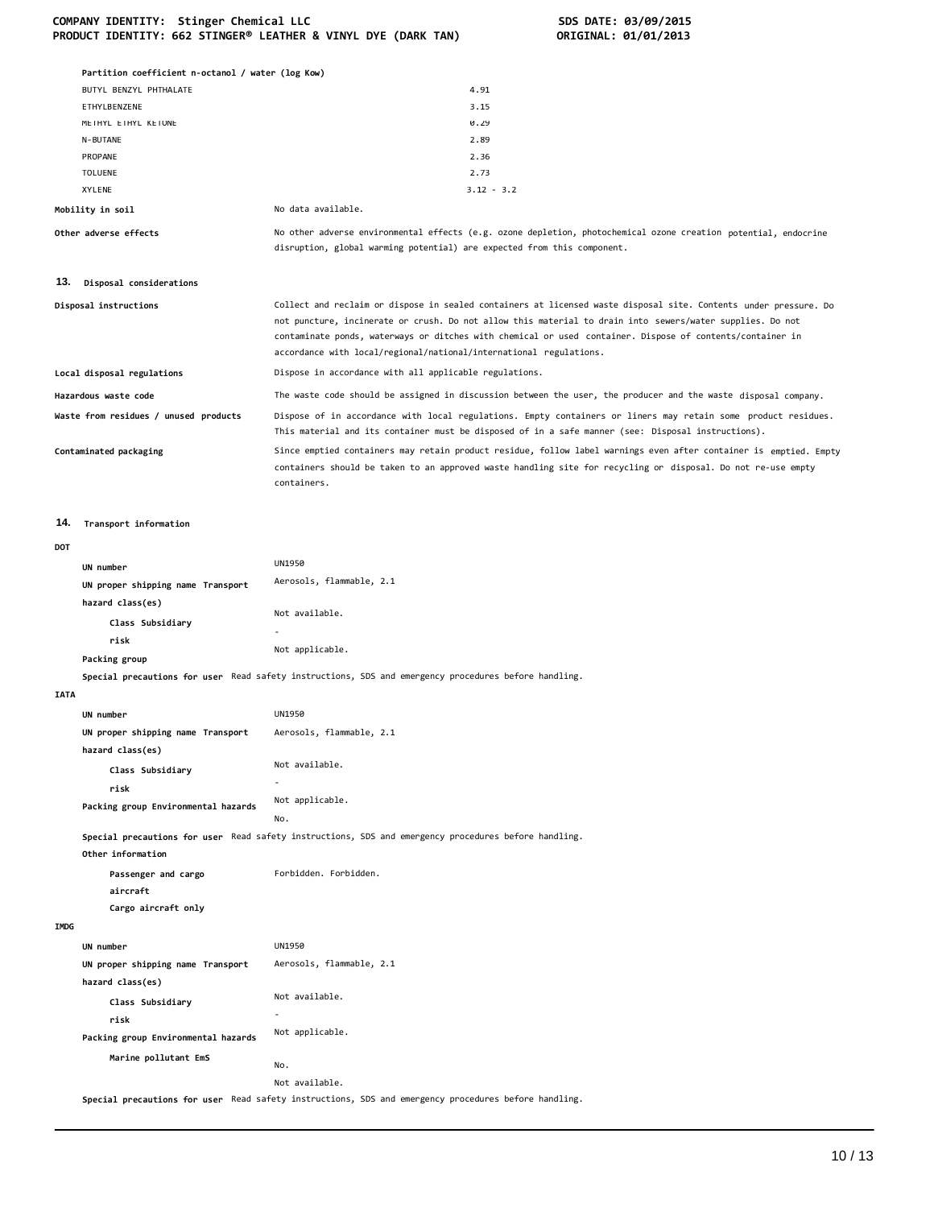**Partition coefficient n-octanol / water (log Kow)**

| | |
|---|---|
| BUTYL BENZYL PHTHALATE | 4.91 |
| ETHYLBENZENE | 3.15 |
| METHYL ETHYL KETONE | 0.29 |
| N-BUTANE | 2.89 |
| PROPANE | 2.36 |
| TOLUENE | 2.73 |
| XYLENE | 3.12 - 3.2 |

**Mobility in soil** No data available.

**Other adverse effects** No other adverse environmental effects (e.g. ozone depletion, photochemical ozone creation potential, endocrine disruption, global warming potential) are expected from this component.

## 13. Disposal considerations

**Disposal instructions** Collect and reclaim or dispose in sealed containers at licensed waste disposal site. Contents under pressure. Do not puncture, incinerate or crush. Do not allow this material to drain into sewers/water supplies. Do not contaminate ponds, waterways or ditches with chemical or used container. Dispose of contents/container in accordance with local/regional/national/international regulations.

**Local disposal regulations** Dispose in accordance with all applicable regulations.

**Hazardous waste code** The waste code should be assigned in discussion between the user, the producer and the waste disposal company.

**Waste from residues / unused products** Dispose of in accordance with local regulations. Empty containers or liners may retain some product residues. This material and its container must be disposed of in a safe manner (see: Disposal instructions).

**Contaminated packaging** Since emptied containers may retain product residue, follow label warnings even after container is emptied. Empty containers should be taken to an approved waste handling site for recycling or disposal. Do not re-use empty containers.

## 14. Transport information

**DOT**

**UN number** UN1950

**UN proper shipping name Transport hazard class(es)** Aerosols, flammable, 2.1

**Class Subsidiary risk** Not available.

-

**Packing group** Not applicable.

**Special precautions for user** Read safety instructions, SDS and emergency procedures before handling.

**IATA**

**UN number** UN1950

**UN proper shipping name Transport hazard class(es)** Aerosols, flammable, 2.1

**Class Subsidiary risk** Not available.

-

**Packing group Environmental hazards** Not applicable.

No.

**Special precautions for user** Read safety instructions, SDS and emergency procedures before handling.

**Other information**

**Passenger and cargo aircraft** Forbidden. Forbidden.

**Cargo aircraft only**

**IMDG**

**UN number** UN1950

**UN proper shipping name Transport hazard class(es)** Aerosols, flammable, 2.1

**Class Subsidiary risk** Not available.

-

**Packing group Environmental hazards** Not applicable.

**Marine pollutant EmS** No.

Not available.

**Special precautions for user** Read safety instructions, SDS and emergency procedures before handling.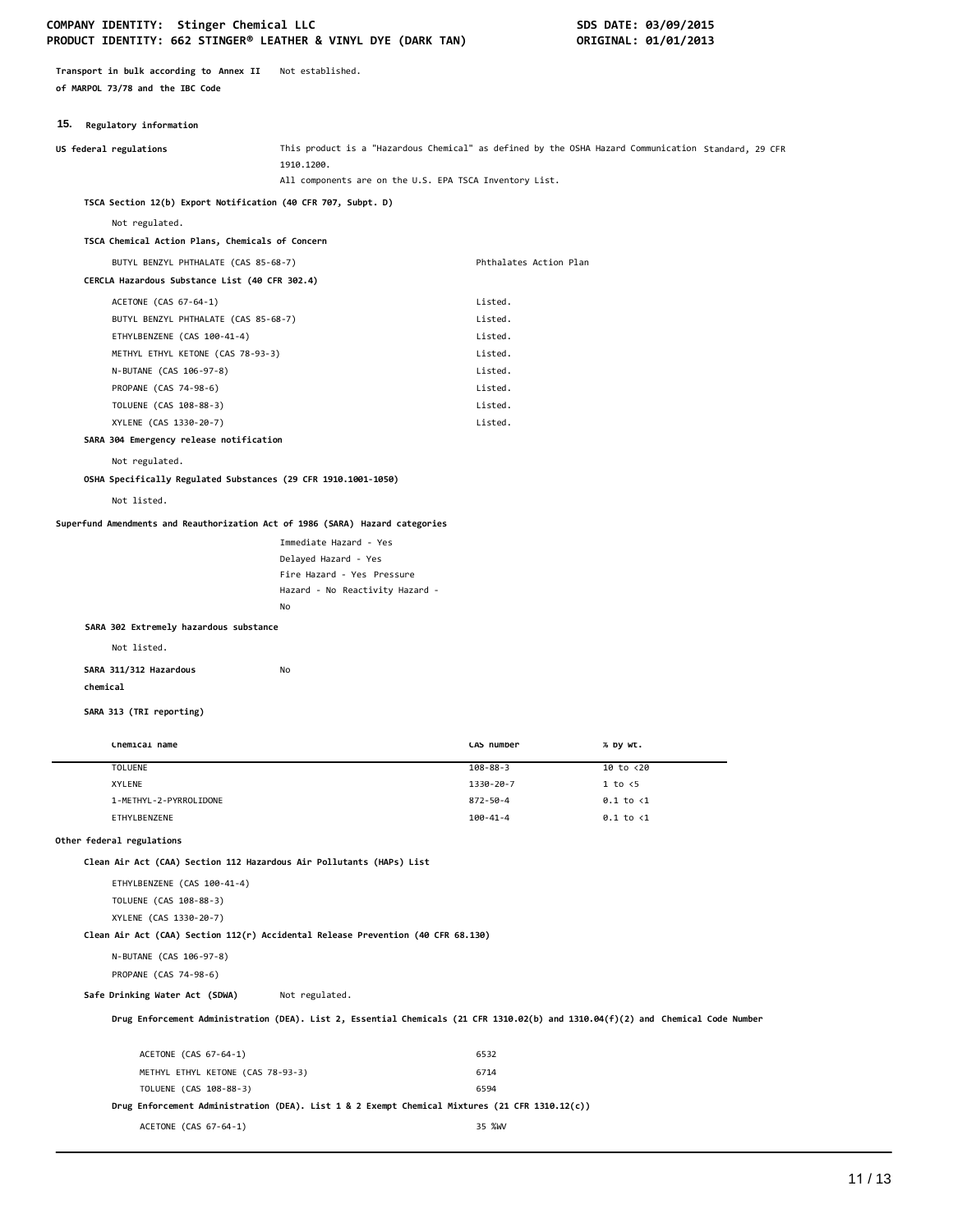**Transport in bulk according to Annex II of MARPOL 73/78 and the IBC Code** Not established.

## 15. Regulatory information

**US federal regulations** This product is a "Hazardous Chemical" as defined by the OSHA Hazard Communication Standard, 29 CFR 1910.1200.
All components are on the U.S. EPA TSCA Inventory List.

**TSCA Section 12(b) Export Notification (40 CFR 707, Subpt. D)**

Not regulated.

**TSCA Chemical Action Plans, Chemicals of Concern**

| | |
|---|---|
| BUTYL BENZYL PHTHALATE (CAS 85-68-7) | Phthalates Action Plan |

**CERCLA Hazardous Substance List (40 CFR 302.4)**

| | |
|---|---|
| ACETONE (CAS 67-64-1) | Listed. |
| BUTYL BENZYL PHTHALATE (CAS 85-68-7) | Listed. |
| ETHYLBENZENE (CAS 100-41-4) | Listed. |
| METHYL ETHYL KETONE (CAS 78-93-3) | Listed. |
| N-BUTANE (CAS 106-97-8) | Listed. |
| PROPANE (CAS 74-98-6) | Listed. |
| TOLUENE (CAS 108-88-3) | Listed. |
| XYLENE (CAS 1330-20-7) | Listed. |

**SARA 304 Emergency release notification**

Not regulated.

**OSHA Specifically Regulated Substances (29 CFR 1910.1001-1050)**

Not listed.

**Superfund Amendments and Reauthorization Act of 1986 (SARA) Hazard categories**

Immediate Hazard - Yes
Delayed Hazard - Yes
Fire Hazard - Yes Pressure
Hazard - No Reactivity Hazard - No

**SARA 302 Extremely hazardous substance**

Not listed.

**SARA 311/312 Hazardous chemical** No

**SARA 313 (TRI reporting)**

| Chemical name | CAS number | % by wt. |
|---|---|---|
| TOLUENE | 108-88-3 | 10 to <20 |
| XYLENE | 1330-20-7 | 1 to <5 |
| 1-METHYL-2-PYRROLIDONE | 872-50-4 | 0.1 to <1 |
| ETHYLBENZENE | 100-41-4 | 0.1 to <1 |

**Other federal regulations**

**Clean Air Act (CAA) Section 112 Hazardous Air Pollutants (HAPs) List**

ETHYLBENZENE (CAS 100-41-4)
TOLUENE (CAS 108-88-3)
XYLENE (CAS 1330-20-7)

**Clean Air Act (CAA) Section 112(r) Accidental Release Prevention (40 CFR 68.130)**

N-BUTANE (CAS 106-97-8)
PROPANE (CAS 74-98-6)

**Safe Drinking Water Act (SDWA)** Not regulated.

**Drug Enforcement Administration (DEA). List 2, Essential Chemicals (21 CFR 1310.02(b) and 1310.04(f)(2) and Chemical Code Number**

| | |
|---|---|
| ACETONE (CAS 67-64-1) | 6532 |
| METHYL ETHYL KETONE (CAS 78-93-3) | 6714 |
| TOLUENE (CAS 108-88-3) | 6594 |

**Drug Enforcement Administration (DEA). List 1 & 2 Exempt Chemical Mixtures (21 CFR 1310.12(c))**

| | |
|---|---|
| ACETONE (CAS 67-64-1) | 35 %WV |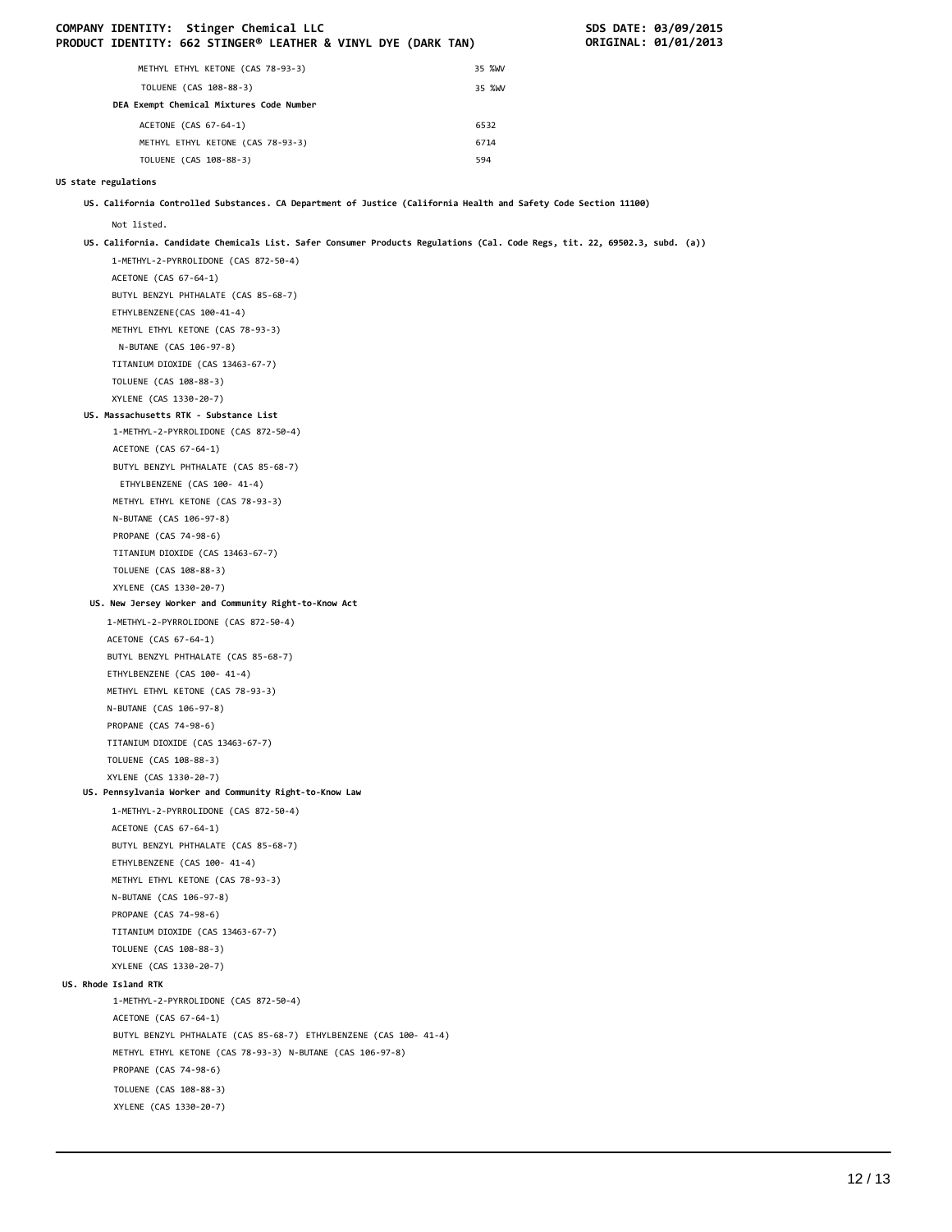| | |
|---|---|
| METHYL ETHYL KETONE (CAS 78-93-3) | 35 %WV |
| TOLUENE (CAS 108-88-3) | 35 %WV |

**DEA Exempt Chemical Mixtures Code Number**

| | |
|---|---|
| ACETONE (CAS 67-64-1) | 6532 |
| METHYL ETHYL KETONE (CAS 78-93-3) | 6714 |
| TOLUENE (CAS 108-88-3) | 594 |

**US state regulations**

**US. California Controlled Substances. CA Department of Justice (California Health and Safety Code Section 11100)**

Not listed.

**US. California. Candidate Chemicals List. Safer Consumer Products Regulations (Cal. Code Regs, tit. 22, 69502.3, subd. (a))**

1-METHYL-2-PYRROLIDONE (CAS 872-50-4)
ACETONE (CAS 67-64-1)
BUTYL BENZYL PHTHALATE (CAS 85-68-7)
ETHYLBENZENE(CAS 100-41-4)
METHYL ETHYL KETONE (CAS 78-93-3)
N-BUTANE (CAS 106-97-8)
TITANIUM DIOXIDE (CAS 13463-67-7)
TOLUENE (CAS 108-88-3)
XYLENE (CAS 1330-20-7)

**US. Massachusetts RTK - Substance List**

1-METHYL-2-PYRROLIDONE (CAS 872-50-4)
ACETONE (CAS 67-64-1)
BUTYL BENZYL PHTHALATE (CAS 85-68-7)
ETHYLBENZENE (CAS 100- 41-4)
METHYL ETHYL KETONE (CAS 78-93-3)
N-BUTANE (CAS 106-97-8)
PROPANE (CAS 74-98-6)
TITANIUM DIOXIDE (CAS 13463-67-7)
TOLUENE (CAS 108-88-3)
XYLENE (CAS 1330-20-7)

**US. New Jersey Worker and Community Right-to-Know Act**

1-METHYL-2-PYRROLIDONE (CAS 872-50-4)
ACETONE (CAS 67-64-1)
BUTYL BENZYL PHTHALATE (CAS 85-68-7)
ETHYLBENZENE (CAS 100- 41-4)
METHYL ETHYL KETONE (CAS 78-93-3)
N-BUTANE (CAS 106-97-8)
PROPANE (CAS 74-98-6)
TITANIUM DIOXIDE (CAS 13463-67-7)
TOLUENE (CAS 108-88-3)
XYLENE (CAS 1330-20-7)

**US. Pennsylvania Worker and Community Right-to-Know Law**

1-METHYL-2-PYRROLIDONE (CAS 872-50-4)
ACETONE (CAS 67-64-1)
BUTYL BENZYL PHTHALATE (CAS 85-68-7)
ETHYLBENZENE (CAS 100- 41-4)
METHYL ETHYL KETONE (CAS 78-93-3)
N-BUTANE (CAS 106-97-8)
PROPANE (CAS 74-98-6)
TITANIUM DIOXIDE (CAS 13463-67-7)
TOLUENE (CAS 108-88-3)
XYLENE (CAS 1330-20-7)

**US. Rhode Island RTK**

1-METHYL-2-PYRROLIDONE (CAS 872-50-4)
ACETONE (CAS 67-64-1)
BUTYL BENZYL PHTHALATE (CAS 85-68-7) ETHYLBENZENE (CAS 100- 41-4)
METHYL ETHYL KETONE (CAS 78-93-3) N-BUTANE (CAS 106-97-8)
PROPANE (CAS 74-98-6)
TOLUENE (CAS 108-88-3)
XYLENE (CAS 1330-20-7)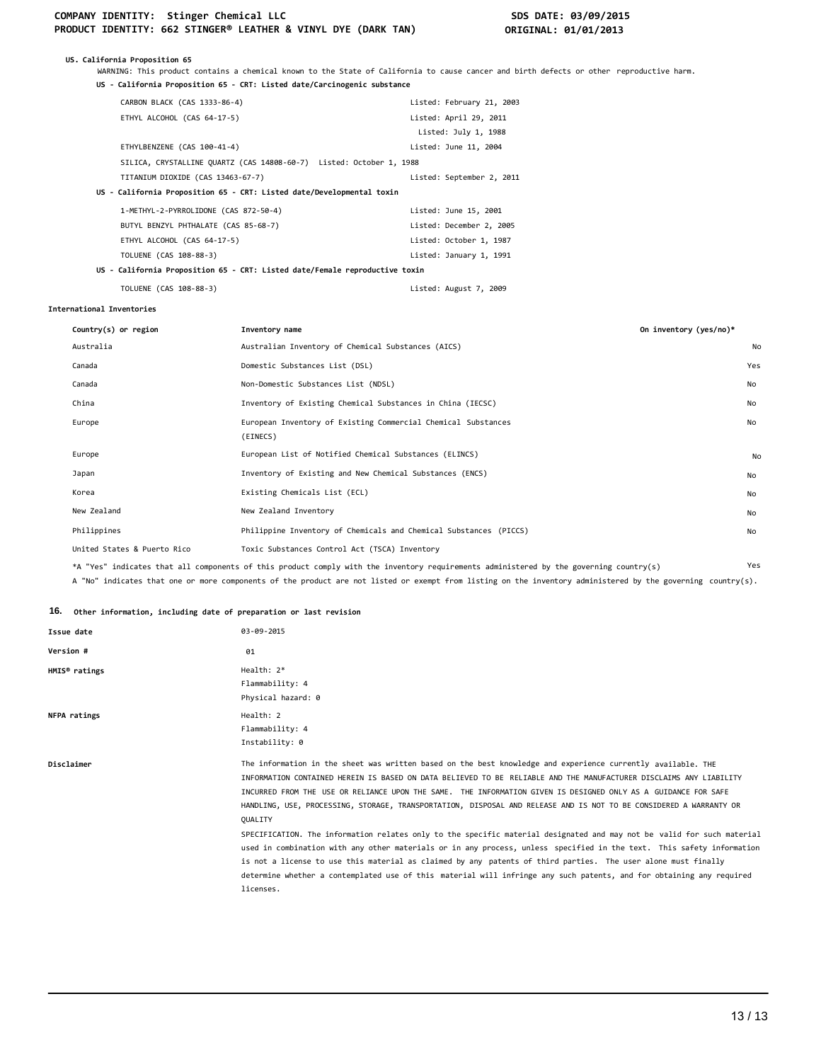**US. California Proposition 65**

WARNING: This product contains a chemical known to the State of California to cause cancer and birth defects or other reproductive harm.

**US - California Proposition 65 - CRT: Listed date/Carcinogenic substance**

| | |
|---|---|
| CARBON BLACK (CAS 1333-86-4) | Listed: February 21, 2003 |
| ETHYL ALCOHOL (CAS 64-17-5) | Listed: April 29, 2011<br>Listed: July 1, 1988 |
| ETHYLBENZENE (CAS 100-41-4) | Listed: June 11, 2004 |
| SILICA, CRYSTALLINE QUARTZ (CAS 14808-60-7) | Listed: October 1, 1988 |
| TITANIUM DIOXIDE (CAS 13463-67-7) | Listed: September 2, 2011 |

**US - California Proposition 65 - CRT: Listed date/Developmental toxin**

| | |
|---|---|
| 1-METHYL-2-PYRROLIDONE (CAS 872-50-4) | Listed: June 15, 2001 |
| BUTYL BENZYL PHTHALATE (CAS 85-68-7) | Listed: December 2, 2005 |
| ETHYL ALCOHOL (CAS 64-17-5) | Listed: October 1, 1987 |
| TOLUENE (CAS 108-88-3) | Listed: January 1, 1991 |

**US - California Proposition 65 - CRT: Listed date/Female reproductive toxin**

| | |
|---|---|
| TOLUENE (CAS 108-88-3) | Listed: August 7, 2009 |

**International Inventories**

| Country(s) or region | Inventory name | On inventory (yes/no)* |
|---|---|---|
| Australia | Australian Inventory of Chemical Substances (AICS) | No |
| Canada | Domestic Substances List (DSL) | Yes |
| Canada | Non-Domestic Substances List (NDSL) | No |
| China | Inventory of Existing Chemical Substances in China (IECSC) | No |
| Europe | European Inventory of Existing Commercial Chemical Substances (EINECS) | No |
| Europe | European List of Notified Chemical Substances (ELINCS) | No |
| Japan | Inventory of Existing and New Chemical Substances (ENCS) | No |
| Korea | Existing Chemicals List (ECL) | No |
| New Zealand | New Zealand Inventory | No |
| Philippines | Philippine Inventory of Chemicals and Chemical Substances (PICCS) | No |
| United States & Puerto Rico | Toxic Substances Control Act (TSCA) Inventory | Yes |

*A "Yes" indicates that all components of this product comply with the inventory requirements administered by the governing country(s)

A "No" indicates that one or more components of the product are not listed or exempt from listing on the inventory administered by the governing country(s).

## 16. Other information, including date of preparation or last revision

| | |
|---|---|
| **Issue date** | 03-09-2015 |
| **Version #** | 01 |
| **HMIS® ratings** | Health: 2*<br>Flammability: 4<br>Physical hazard: 0 |
| **NFPA ratings** | Health: 2<br>Flammability: 4<br>Instability: 0 |
| **Disclaimer** | The information in the sheet was written based on the best knowledge and experience currently available. THE INFORMATION CONTAINED HEREIN IS BASED ON DATA BELIEVED TO BE RELIABLE AND THE MANUFACTURER DISCLAIMS ANY LIABILITY INCURRED FROM THE USE OR RELIANCE UPON THE SAME. THE INFORMATION GIVEN IS DESIGNED ONLY AS A GUIDANCE FOR SAFE HANDLING, USE, PROCESSING, STORAGE, TRANSPORTATION, DISPOSAL AND RELEASE AND IS NOT TO BE CONSIDERED A WARRANTY OR QUALITY SPECIFICATION. The information relates only to the specific material designated and may not be valid for such material used in combination with any other materials or in any process, unless specified in the text. This safety information is not a license to use this material as claimed by any patents of third parties. The user alone must finally determine whether a contemplated use of this material will infringe any such patents, and for obtaining any required licenses. |